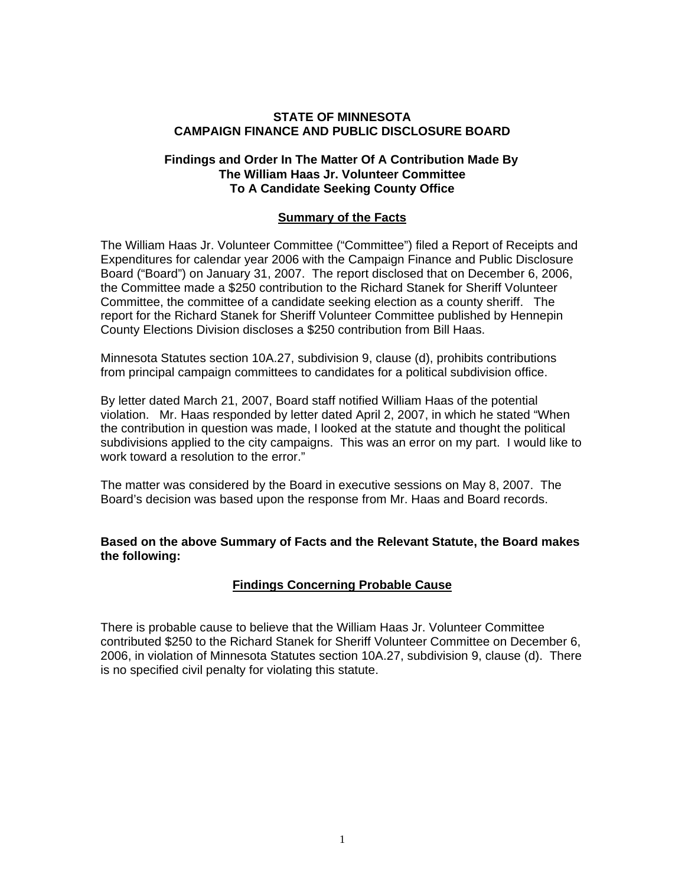# STATE OF MINNESOTA
# CAMPAIGN FINANCE AND PUBLIC DISCLOSURE BOARD

## Findings and Order In The Matter Of A Contribution Made By The William Haas Jr. Volunteer Committee To A Candidate Seeking County Office

### Summary of the Facts

The William Haas Jr. Volunteer Committee ("Committee") filed a Report of Receipts and Expenditures for calendar year 2006 with the Campaign Finance and Public Disclosure Board ("Board") on January 31, 2007. The report disclosed that on December 6, 2006, the Committee made a $250 contribution to the Richard Stanek for Sheriff Volunteer Committee, the committee of a candidate seeking election as a county sheriff. The report for the Richard Stanek for Sheriff Volunteer Committee published by Hennepin County Elections Division discloses a $250 contribution from Bill Haas.

Minnesota Statutes section 10A.27, subdivision 9, clause (d), prohibits contributions from principal campaign committees to candidates for a political subdivision office.

By letter dated March 21, 2007, Board staff notified William Haas of the potential violation. Mr. Haas responded by letter dated April 2, 2007, in which he stated "When the contribution in question was made, I looked at the statute and thought the political subdivisions applied to the city campaigns. This was an error on my part. I would like to work toward a resolution to the error."

The matter was considered by the Board in executive sessions on May 8, 2007. The Board's decision was based upon the response from Mr. Haas and Board records.

**Based on the above Summary of Facts and the Relevant Statute, the Board makes the following:**

### Findings Concerning Probable Cause

There is probable cause to believe that the William Haas Jr. Volunteer Committee contributed $250 to the Richard Stanek for Sheriff Volunteer Committee on December 6, 2006, in violation of Minnesota Statutes section 10A.27, subdivision 9, clause (d). There is no specified civil penalty for violating this statute.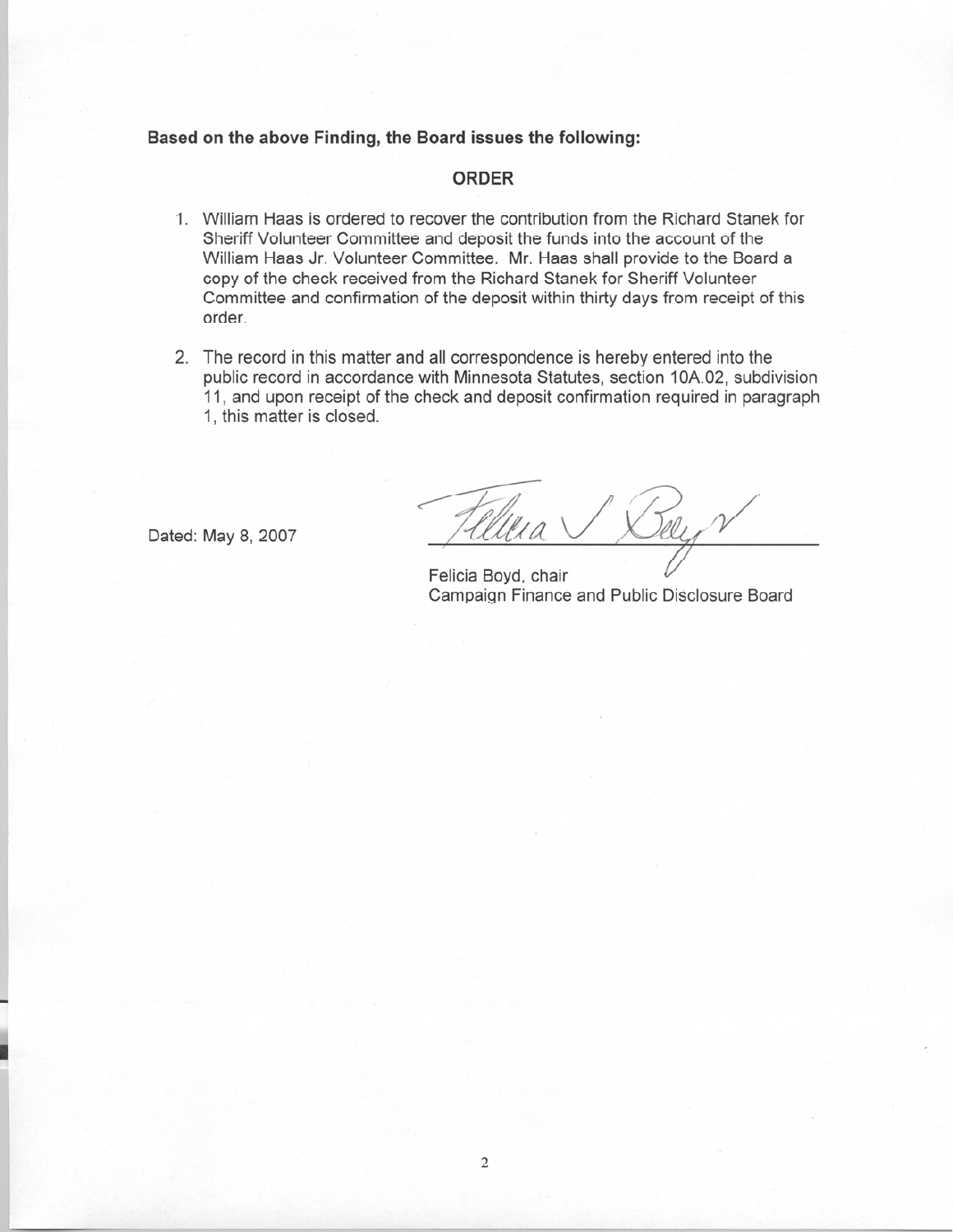**Based on the above Finding, the Board issues the following:**

## ORDER

1. William Haas is ordered to recover the contribution from the Richard Stanek for Sheriff Volunteer Committee and deposit the funds into the account of the William Haas Jr. Volunteer Committee. Mr. Haas shall provide to the Board a copy of the check received from the Richard Stanek for Sheriff Volunteer Committee and confirmation of the deposit within thirty days from receipt of this order.

2. The record in this matter and all correspondence is hereby entered into the public record in accordance with Minnesota Statutes, section 10A.02, subdivision 11, and upon receipt of the check and deposit confirmation required in paragraph 1, this matter is closed.

Dated: May 8, 2007

Felicia Boyd, chair
Campaign Finance and Public Disclosure Board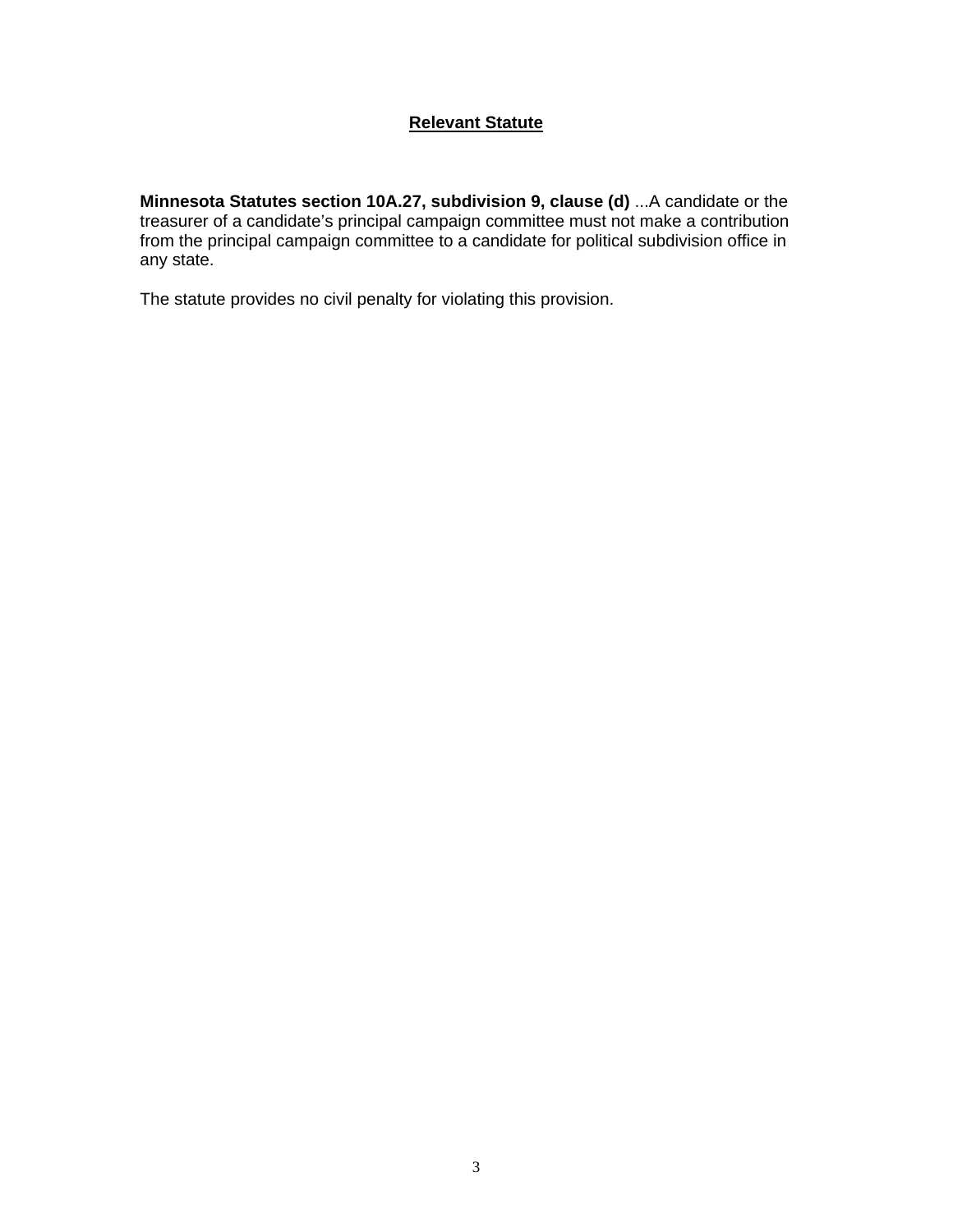## Relevant Statute

**Minnesota Statutes section 10A.27, subdivision 9, clause (d)** ...A candidate or the treasurer of a candidate's principal campaign committee must not make a contribution from the principal campaign committee to a candidate for political subdivision office in any state.

The statute provides no civil penalty for violating this provision.